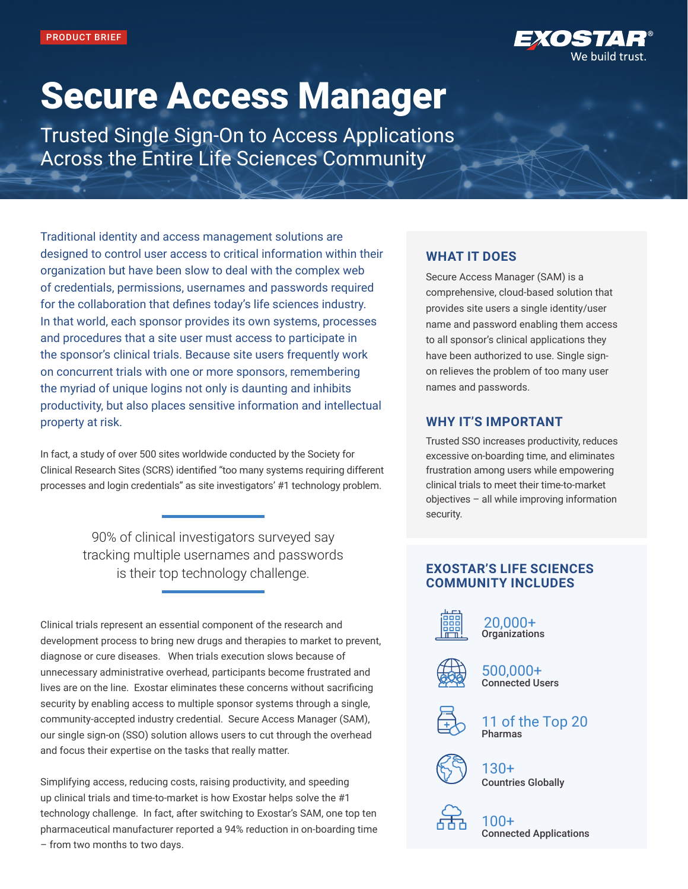PRODUCT BRIEF

EXOSTAR®
We build trust.

# Secure Access Manager

## Trusted Single Sign-On to Access Applications Across the Entire Life Sciences Community

Traditional identity and access management solutions are designed to control user access to critical information within their organization but have been slow to deal with the complex web of credentials, permissions, usernames and passwords required for the collaboration that defines today's life sciences industry. In that world, each sponsor provides its own systems, processes and procedures that a site user must access to participate in the sponsor's clinical trials. Because site users frequently work on concurrent trials with one or more sponsors, remembering the myriad of unique logins not only is daunting and inhibits productivity, but also places sensitive information and intellectual property at risk.

In fact, a study of over 500 sites worldwide conducted by the Society for Clinical Research Sites (SCRS) identified "too many systems requiring different processes and login credentials" as site investigators' #1 technology problem.

> 90% of clinical investigators surveyed say tracking multiple usernames and passwords is their top technology challenge.

Clinical trials represent an essential component of the research and development process to bring new drugs and therapies to market to prevent, diagnose or cure diseases. When trials execution slows because of unnecessary administrative overhead, participants become frustrated and lives are on the line. Exostar eliminates these concerns without sacrificing security by enabling access to multiple sponsor systems through a single, community-accepted industry credential. Secure Access Manager (SAM), our single sign-on (SSO) solution allows users to cut through the overhead and focus their expertise on the tasks that really matter.

Simplifying access, reducing costs, raising productivity, and speeding up clinical trials and time-to-market is how Exostar helps solve the #1 technology challenge. In fact, after switching to Exostar's SAM, one top ten pharmaceutical manufacturer reported a 94% reduction in on-boarding time – from two months to two days.

### WHAT IT DOES

Secure Access Manager (SAM) is a comprehensive, cloud-based solution that provides site users a single identity/user name and password enabling them access to all sponsor's clinical applications they have been authorized to use. Single sign-on relieves the problem of too many user names and passwords.

### WHY IT'S IMPORTANT

Trusted SSO increases productivity, reduces excessive on-boarding time, and eliminates frustration among users while empowering clinical trials to meet their time-to-market objectives – all while improving information security.

### EXOSTAR'S LIFE SCIENCES COMMUNITY INCLUDES

- **20,000+** Organizations
- **500,000+** Connected Users
- **11 of the Top 20** Pharmas
- **130+** Countries Globally
- **100+** Connected Applications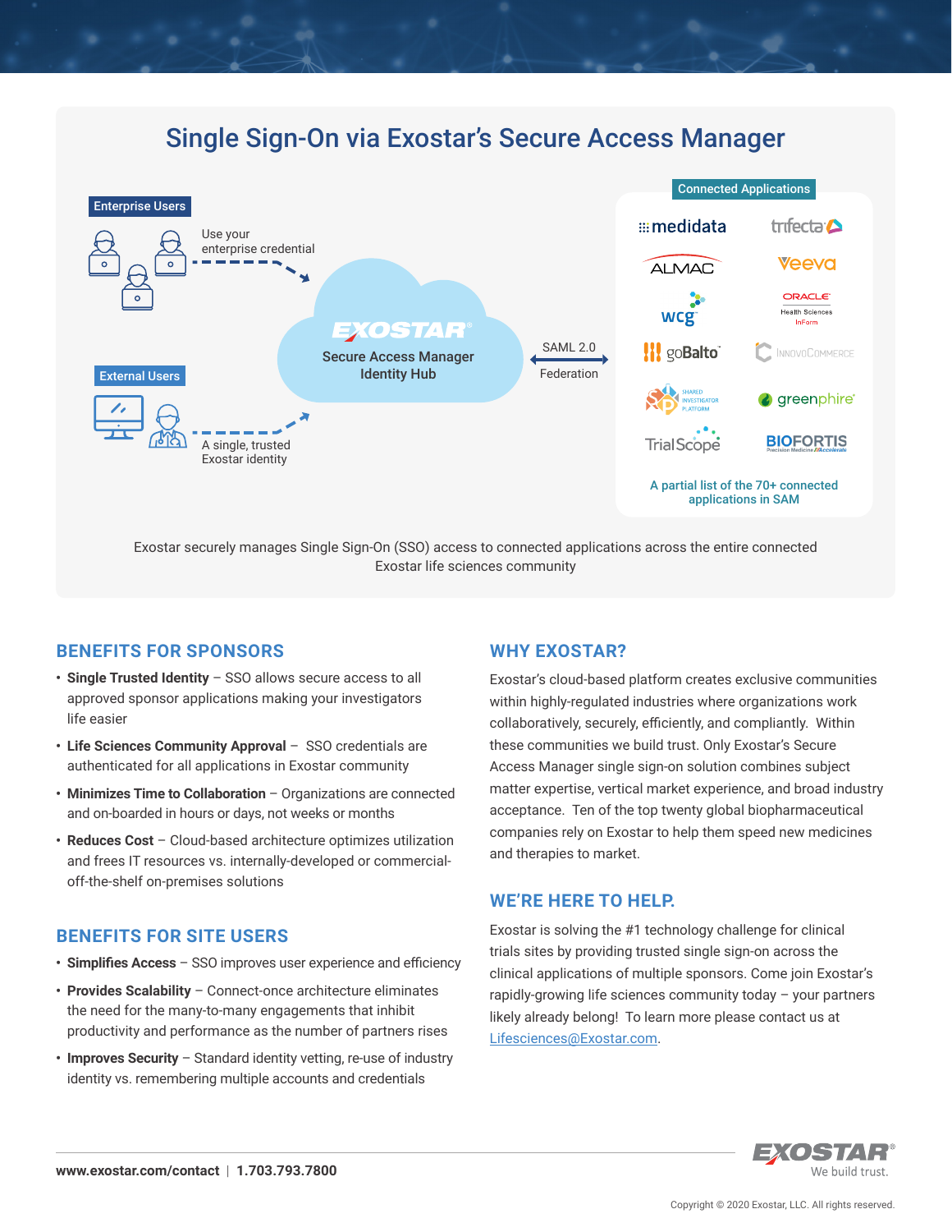# Single Sign-On via Exostar's Secure Access Manager

Enterprise Users

Use your enterprise credential

External Users

A single, trusted Exostar identity

EXOSTAR

Secure Access Manager Identity Hub

SAML 2.0

Federation

Connected Applications

medidata
trifecta
ALMAC
Veeva
wcg
ORACLE Health Sciences InForm
goBalto
InnovoCommerce
Shared Investigator Platform
greenphire
TrialScope
BIOFORTIS

A partial list of the 70+ connected applications in SAM

Exostar securely manages Single Sign-On (SSO) access to connected applications across the entire connected Exostar life sciences community

## BENEFITS FOR SPONSORS

- **Single Trusted Identity** – SSO allows secure access to all approved sponsor applications making your investigators life easier
- **Life Sciences Community Approval** – SSO credentials are authenticated for all applications in Exostar community
- **Minimizes Time to Collaboration** – Organizations are connected and on-boarded in hours or days, not weeks or months
- **Reduces Cost** – Cloud-based architecture optimizes utilization and frees IT resources vs. internally-developed or commercial-off-the-shelf on-premises solutions

## BENEFITS FOR SITE USERS

- **Simplifies Access** – SSO improves user experience and efficiency
- **Provides Scalability** – Connect-once architecture eliminates the need for the many-to-many engagements that inhibit productivity and performance as the number of partners rises
- **Improves Security** – Standard identity vetting, re-use of industry identity vs. remembering multiple accounts and credentials

## WHY EXOSTAR?

Exostar's cloud-based platform creates exclusive communities within highly-regulated industries where organizations work collaboratively, securely, efficiently, and compliantly. Within these communities we build trust. Only Exostar's Secure Access Manager single sign-on solution combines subject matter expertise, vertical market experience, and broad industry acceptance. Ten of the top twenty global biopharmaceutical companies rely on Exostar to help them speed new medicines and therapies to market.

## WE'RE HERE TO HELP.

Exostar is solving the #1 technology challenge for clinical trials sites by providing trusted single sign-on across the clinical applications of multiple sponsors. Come join Exostar's rapidly-growing life sciences community today – your partners likely already belong! To learn more please contact us at [Lifesciences@Exostar.com](mailto:Lifesciences@Exostar.com).

**www.exostar.com/contact** | **1.703.793.7800**

EXOSTAR® We build trust.

Copyright © 2020 Exostar, LLC. All rights reserved.